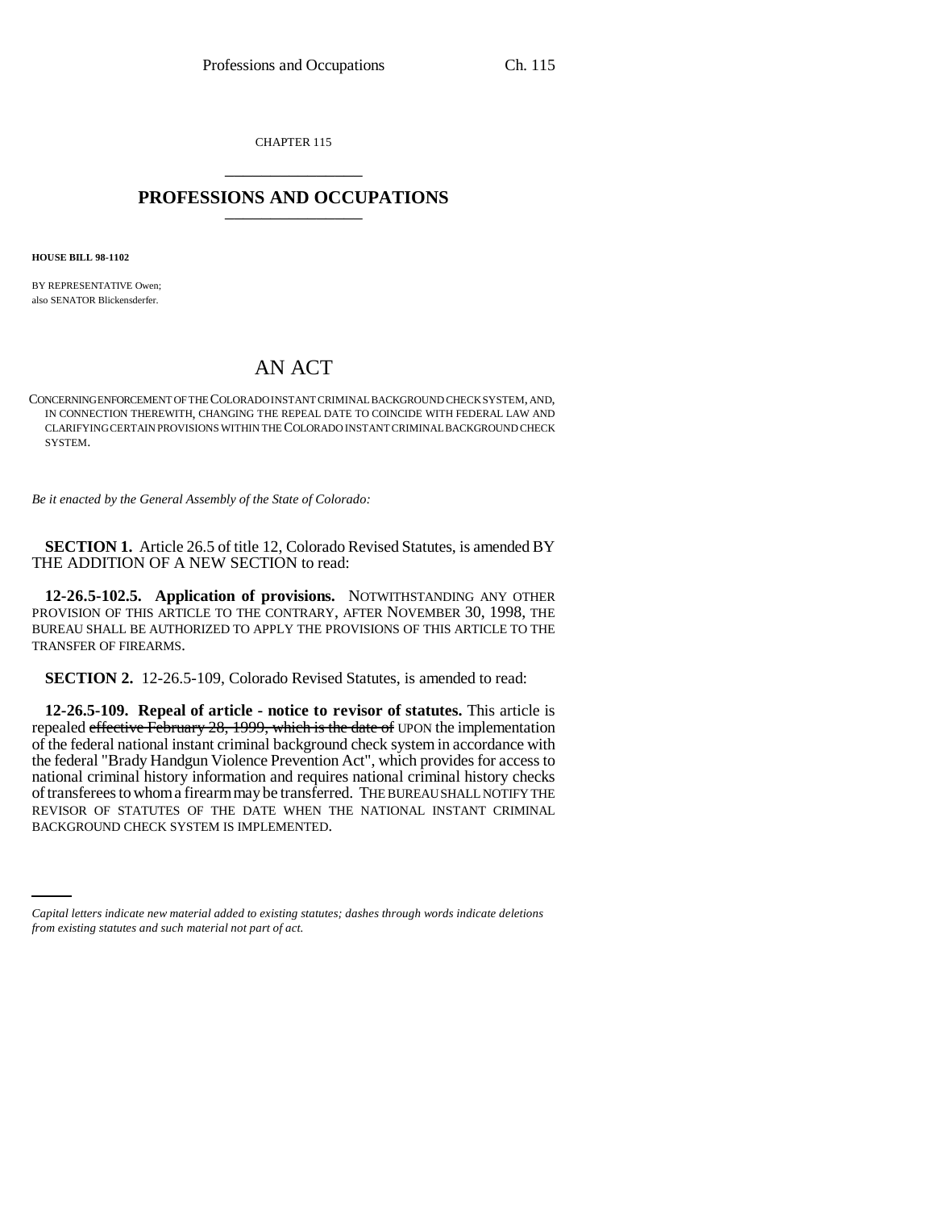CHAPTER 115

# PROFESSIONS AND OCCUPATIONS

**HOUSE BILL 98-1102**

BY REPRESENTATIVE Owen;
also SENATOR Blickensderfer.

## AN ACT

CONCERNING ENFORCEMENT OF THE COLORADO INSTANT CRIMINAL BACKGROUND CHECK SYSTEM, AND, IN CONNECTION THEREWITH, CHANGING THE REPEAL DATE TO COINCIDE WITH FEDERAL LAW AND CLARIFYING CERTAIN PROVISIONS WITHIN THE COLORADO INSTANT CRIMINAL BACKGROUND CHECK SYSTEM.

*Be it enacted by the General Assembly of the State of Colorado:*

**SECTION 1.** Article 26.5 of title 12, Colorado Revised Statutes, is amended BY THE ADDITION OF A NEW SECTION to read:

**12-26.5-102.5. Application of provisions.** NOTWITHSTANDING ANY OTHER PROVISION OF THIS ARTICLE TO THE CONTRARY, AFTER NOVEMBER 30, 1998, THE BUREAU SHALL BE AUTHORIZED TO APPLY THE PROVISIONS OF THIS ARTICLE TO THE TRANSFER OF FIREARMS.

**SECTION 2.** 12-26.5-109, Colorado Revised Statutes, is amended to read:

**12-26.5-109. Repeal of article - notice to revisor of statutes.** This article is repealed ~~effective February 28, 1999, which is the date of~~ UPON the implementation of the federal national instant criminal background check system in accordance with the federal "Brady Handgun Violence Prevention Act", which provides for access to national criminal history information and requires national criminal history checks of transferees to whom a firearm may be transferred. THE BUREAU SHALL NOTIFY THE REVISOR OF STATUTES OF THE DATE WHEN THE NATIONAL INSTANT CRIMINAL BACKGROUND CHECK SYSTEM IS IMPLEMENTED.

*Capital letters indicate new material added to existing statutes; dashes through words indicate deletions from existing statutes and such material not part of act.*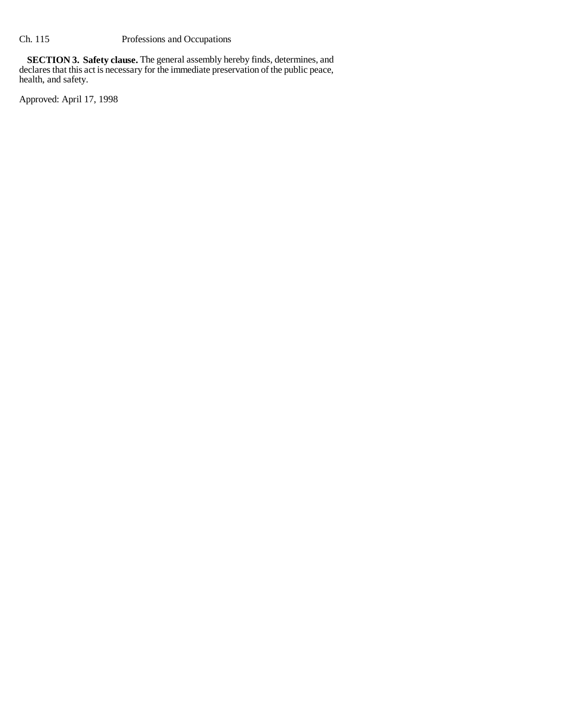**SECTION 3. Safety clause.** The general assembly hereby finds, determines, and declares that this act is necessary for the immediate preservation of the public peace, health, and safety.

Approved: April 17, 1998